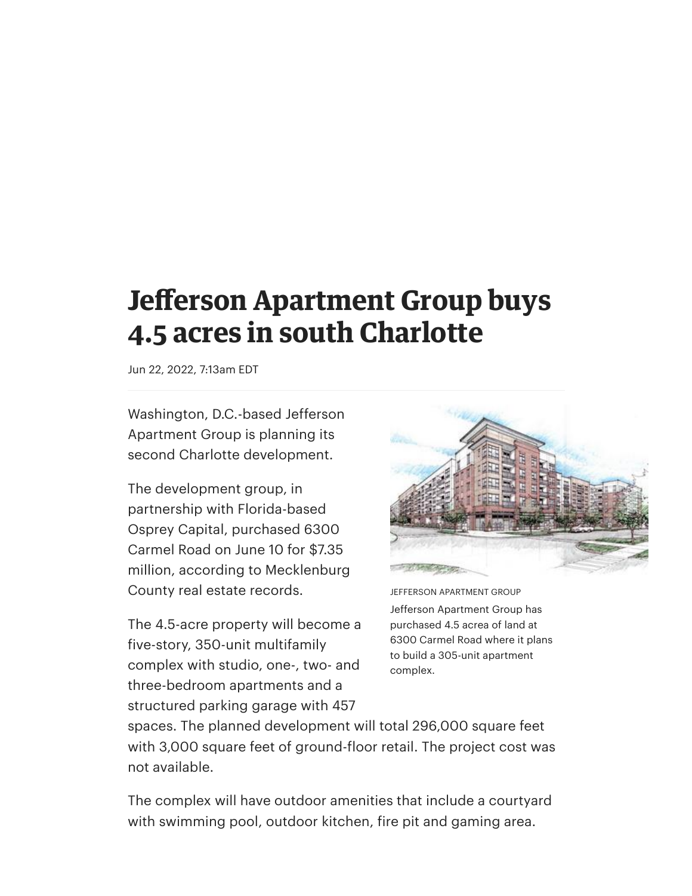# Jefferson Apartment Group buys 4.5 acres in south Charlotte

Jun 22, 2022, 7:13am EDT

Washington, D.C.-based Jefferson Apartment Group is planning its second Charlotte development.

The development group, in partnership with Florida-based Osprey Capital, purchased 6300 Carmel Road on June 10 for $7.35 million, according to Mecklenburg County real estate records.

JEFFERSON APARTMENT GROUP

Jefferson Apartment Group has purchased 4.5 acrea of land at 6300 Carmel Road where it plans to build a 305-unit apartment complex.

The 4.5-acre property will become a five-story, 350-unit multifamily complex with studio, one-, two- and three-bedroom apartments and a structured parking garage with 457 spaces. The planned development will total 296,000 square feet with 3,000 square feet of ground-floor retail. The project cost was not available.

The complex will have outdoor amenities that include a courtyard with swimming pool, outdoor kitchen, fire pit and gaming area.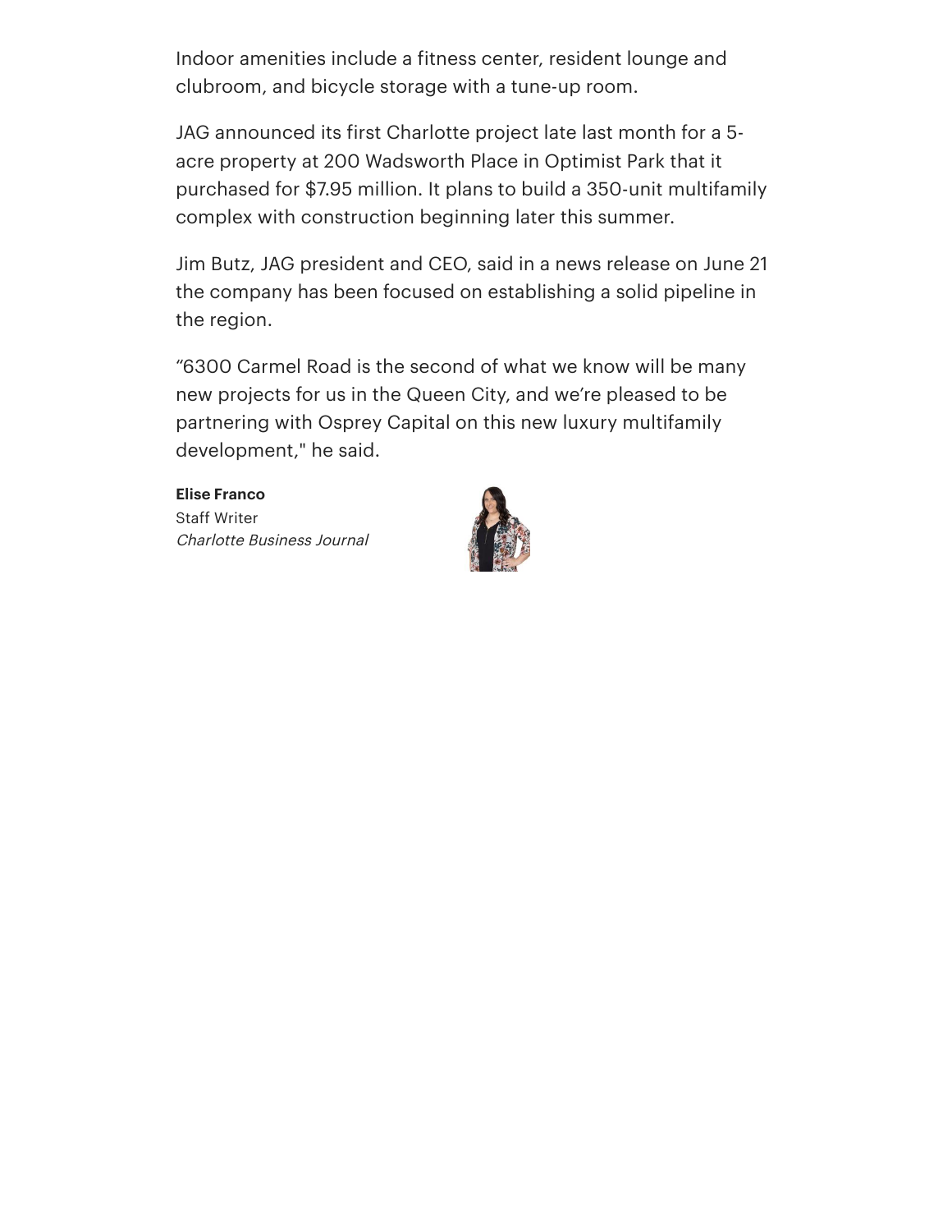Indoor amenities include a fitness center, resident lounge and clubroom, and bicycle storage with a tune-up room.

JAG announced its first Charlotte project late last month for a 5-acre property at 200 Wadsworth Place in Optimist Park that it purchased for $7.95 million. It plans to build a 350-unit multifamily complex with construction beginning later this summer.

Jim Butz, JAG president and CEO, said in a news release on June 21 the company has been focused on establishing a solid pipeline in the region.

“6300 Carmel Road is the second of what we know will be many new projects for us in the Queen City, and we’re pleased to be partnering with Osprey Capital on this new luxury multifamily development," he said.

**Elise Franco**
Staff Writer
*Charlotte Business Journal*